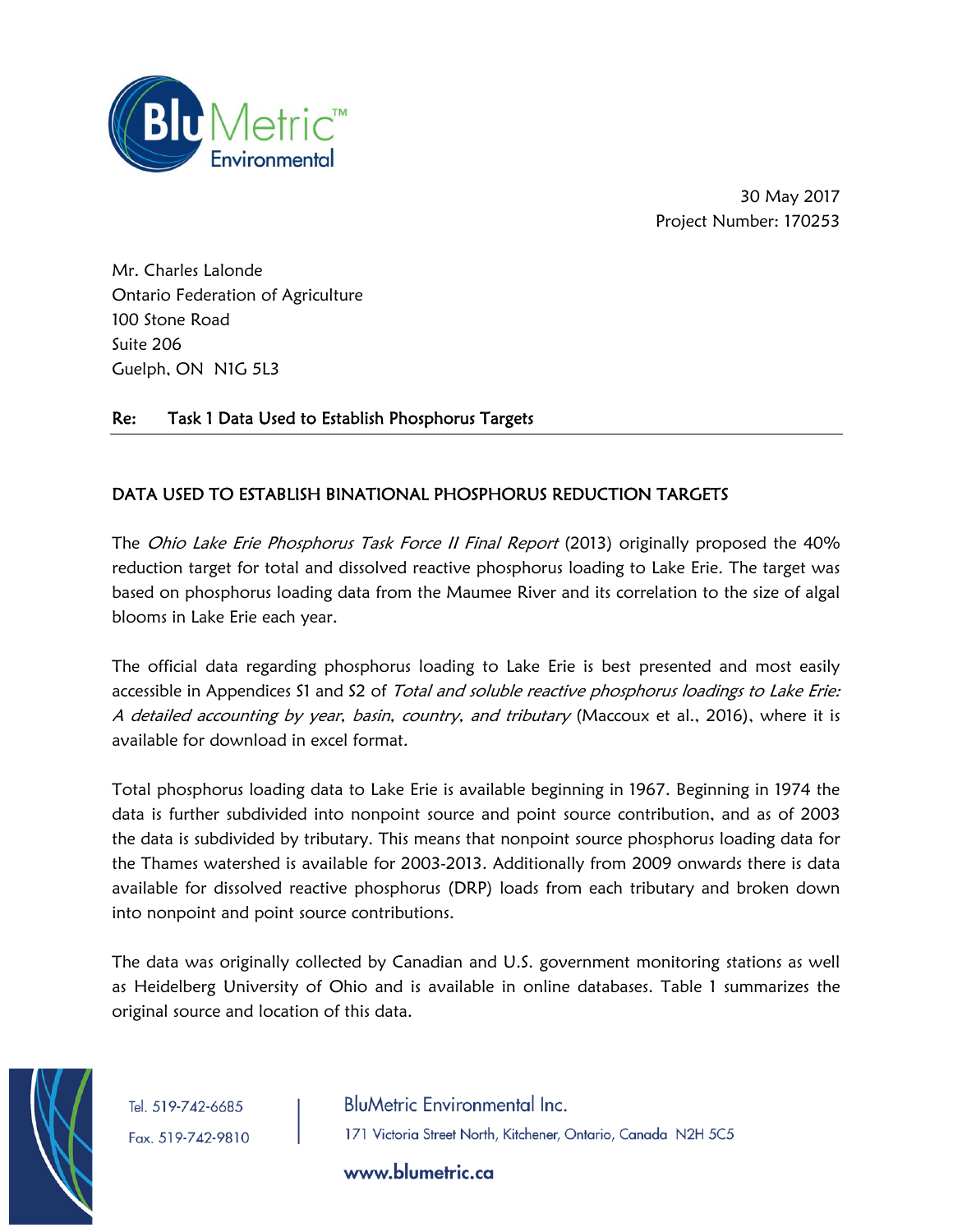30 May 2017
Project Number: 170253

Mr. Charles Lalonde
Ontario Federation of Agriculture
100 Stone Road
Suite 206
Guelph, ON N1G 5L3

**Re: Task 1 Data Used to Establish Phosphorus Targets**

## DATA USED TO ESTABLISH BINATIONAL PHOSPHORUS REDUCTION TARGETS

The *Ohio Lake Erie Phosphorus Task Force II Final Report* (2013) originally proposed the 40% reduction target for total and dissolved reactive phosphorus loading to Lake Erie. The target was based on phosphorus loading data from the Maumee River and its correlation to the size of algal blooms in Lake Erie each year.

The official data regarding phosphorus loading to Lake Erie is best presented and most easily accessible in Appendices S1 and S2 of *Total and soluble reactive phosphorus loadings to Lake Erie: A detailed accounting by year, basin, country, and tributary* (Maccoux et al., 2016), where it is available for download in excel format.

Total phosphorus loading data to Lake Erie is available beginning in 1967. Beginning in 1974 the data is further subdivided into nonpoint source and point source contribution, and as of 2003 the data is subdivided by tributary. This means that nonpoint source phosphorus loading data for the Thames watershed is available for 2003-2013. Additionally from 2009 onwards there is data available for dissolved reactive phosphorus (DRP) loads from each tributary and broken down into nonpoint and point source contributions.

The data was originally collected by Canadian and U.S. government monitoring stations as well as Heidelberg University of Ohio and is available in online databases. Table 1 summarizes the original source and location of this data.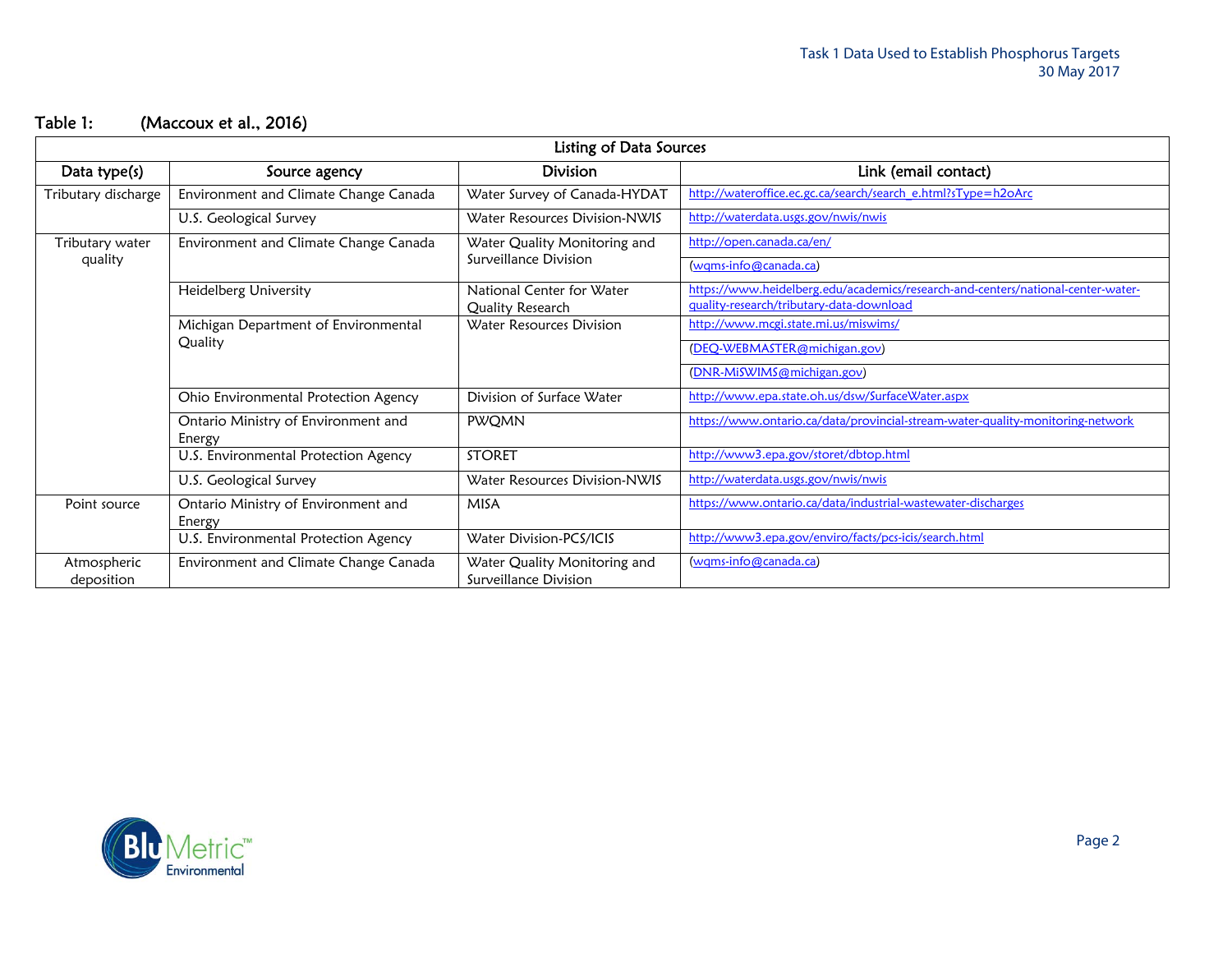Table 1: (Maccoux et al., 2016)

| Listing of Data Sources | | | |
|---|---|---|---|
| **Data type(s)** | **Source agency** | **Division** | **Link (email contact)** |
| Tributary discharge | Environment and Climate Change Canada | Water Survey of Canada-HYDAT | http://wateroffice.ec.gc.ca/search/search_e.html?sType=h2oArc |
| | U.S. Geological Survey | Water Resources Division-NWIS | http://waterdata.usgs.gov/nwis/nwis |
| Tributary water quality | Environment and Climate Change Canada | Water Quality Monitoring and Surveillance Division | http://open.canada.ca/en/ |
| | | | (wqms-info@canada.ca) |
| | Heidelberg University | National Center for Water Quality Research | https://www.heidelberg.edu/academics/research-and-centers/national-center-water-quality-research/tributary-data-download |
| | Michigan Department of Environmental Quality | Water Resources Division | http://www.mcgi.state.mi.us/miswims/ |
| | | | (DEQ-WEBMASTER@michigan.gov) |
| | | | (DNR-MiSWIMS@michigan.gov) |
| | Ohio Environmental Protection Agency | Division of Surface Water | http://www.epa.state.oh.us/dsw/SurfaceWater.aspx |
| | Ontario Ministry of Environment and Energy | PWQMN | https://www.ontario.ca/data/provincial-stream-water-quality-monitoring-network |
| | U.S. Environmental Protection Agency | STORET | http://www3.epa.gov/storet/dbtop.html |
| | U.S. Geological Survey | Water Resources Division-NWIS | http://waterdata.usgs.gov/nwis/nwis |
| Point source | Ontario Ministry of Environment and Energy | MISA | https://www.ontario.ca/data/industrial-wastewater-discharges |
| | U.S. Environmental Protection Agency | Water Division-PCS/ICIS | http://www3.epa.gov/enviro/facts/pcs-icis/search.html |
| Atmospheric deposition | Environment and Climate Change Canada | Water Quality Monitoring and Surveillance Division | (wqms-info@canada.ca) |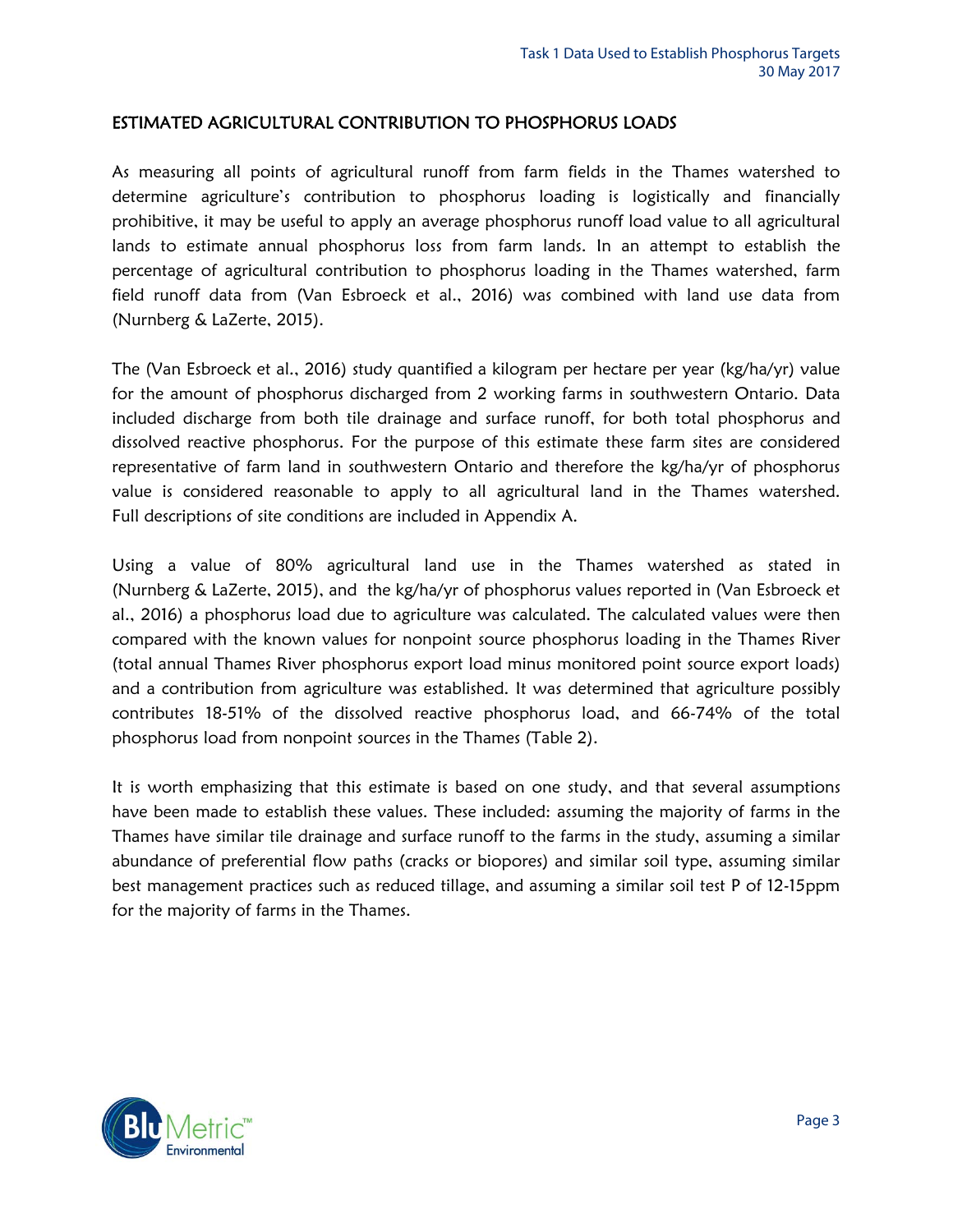## ESTIMATED AGRICULTURAL CONTRIBUTION TO PHOSPHORUS LOADS

As measuring all points of agricultural runoff from farm fields in the Thames watershed to determine agriculture's contribution to phosphorus loading is logistically and financially prohibitive, it may be useful to apply an average phosphorus runoff load value to all agricultural lands to estimate annual phosphorus loss from farm lands. In an attempt to establish the percentage of agricultural contribution to phosphorus loading in the Thames watershed, farm field runoff data from (Van Esbroeck et al., 2016) was combined with land use data from (Nurnberg & LaZerte, 2015).

The (Van Esbroeck et al., 2016) study quantified a kilogram per hectare per year (kg/ha/yr) value for the amount of phosphorus discharged from 2 working farms in southwestern Ontario. Data included discharge from both tile drainage and surface runoff, for both total phosphorus and dissolved reactive phosphorus. For the purpose of this estimate these farm sites are considered representative of farm land in southwestern Ontario and therefore the kg/ha/yr of phosphorus value is considered reasonable to apply to all agricultural land in the Thames watershed. Full descriptions of site conditions are included in Appendix A.

Using a value of 80% agricultural land use in the Thames watershed as stated in (Nurnberg & LaZerte, 2015), and the kg/ha/yr of phosphorus values reported in (Van Esbroeck et al., 2016) a phosphorus load due to agriculture was calculated. The calculated values were then compared with the known values for nonpoint source phosphorus loading in the Thames River (total annual Thames River phosphorus export load minus monitored point source export loads) and a contribution from agriculture was established. It was determined that agriculture possibly contributes 18-51% of the dissolved reactive phosphorus load, and 66-74% of the total phosphorus load from nonpoint sources in the Thames (Table 2).

It is worth emphasizing that this estimate is based on one study, and that several assumptions have been made to establish these values. These included: assuming the majority of farms in the Thames have similar tile drainage and surface runoff to the farms in the study, assuming a similar abundance of preferential flow paths (cracks or biopores) and similar soil type, assuming similar best management practices such as reduced tillage, and assuming a similar soil test P of 12-15ppm for the majority of farms in the Thames.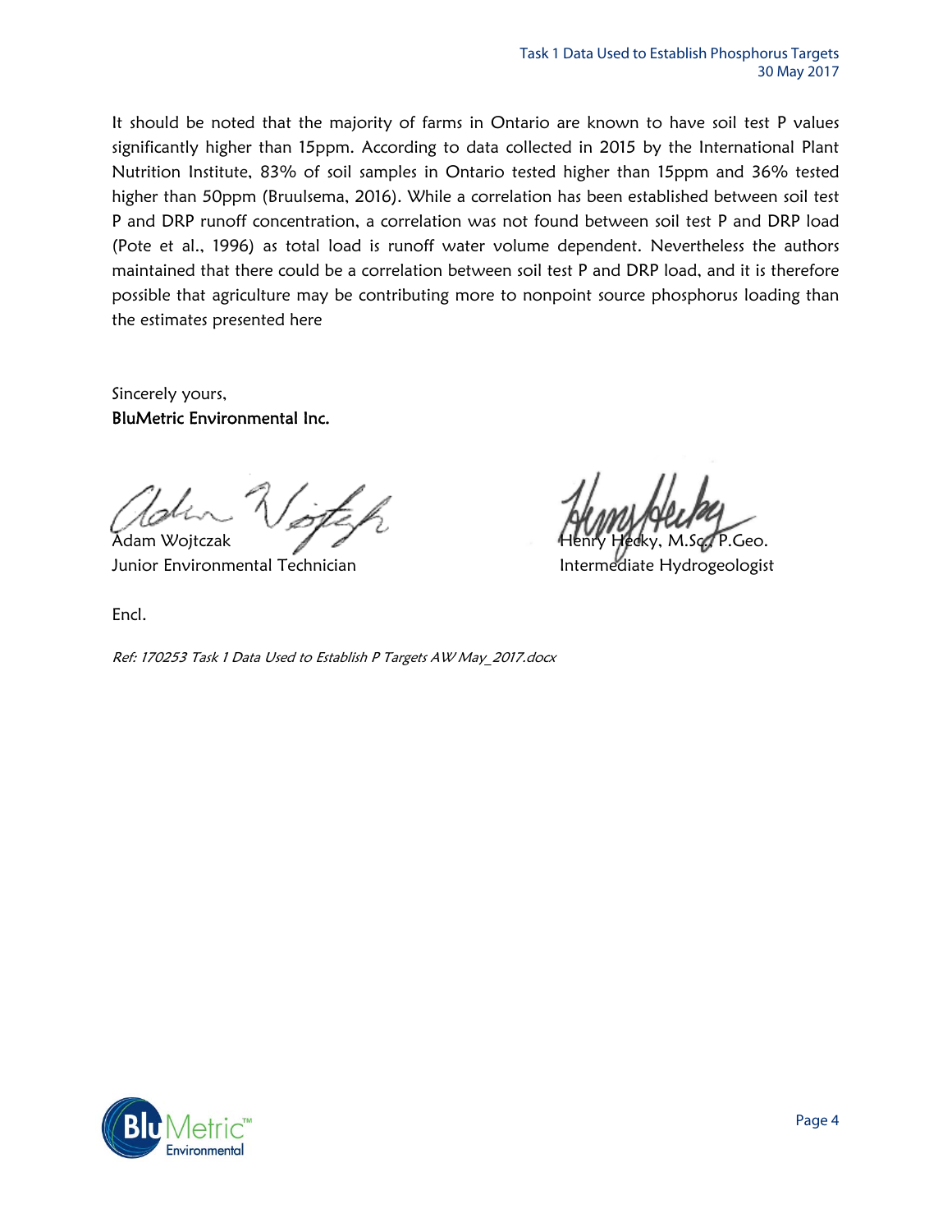It should be noted that the majority of farms in Ontario are known to have soil test P values significantly higher than 15ppm. According to data collected in 2015 by the International Plant Nutrition Institute, 83% of soil samples in Ontario tested higher than 15ppm and 36% tested higher than 50ppm (Bruulsema, 2016). While a correlation has been established between soil test P and DRP runoff concentration, a correlation was not found between soil test P and DRP load (Pote et al., 1996) as total load is runoff water volume dependent. Nevertheless the authors maintained that there could be a correlation between soil test P and DRP load, and it is therefore possible that agriculture may be contributing more to nonpoint source phosphorus loading than the estimates presented here

Sincerely yours,
**BluMetric Environmental Inc.**

Adam Wojtczak
Junior Environmental Technician

Henry Hecky, M.Sc., P.Geo.
Intermediate Hydrogeologist

Encl.

*Ref: 170253 Task 1 Data Used to Establish P Targets AW May_2017.docx*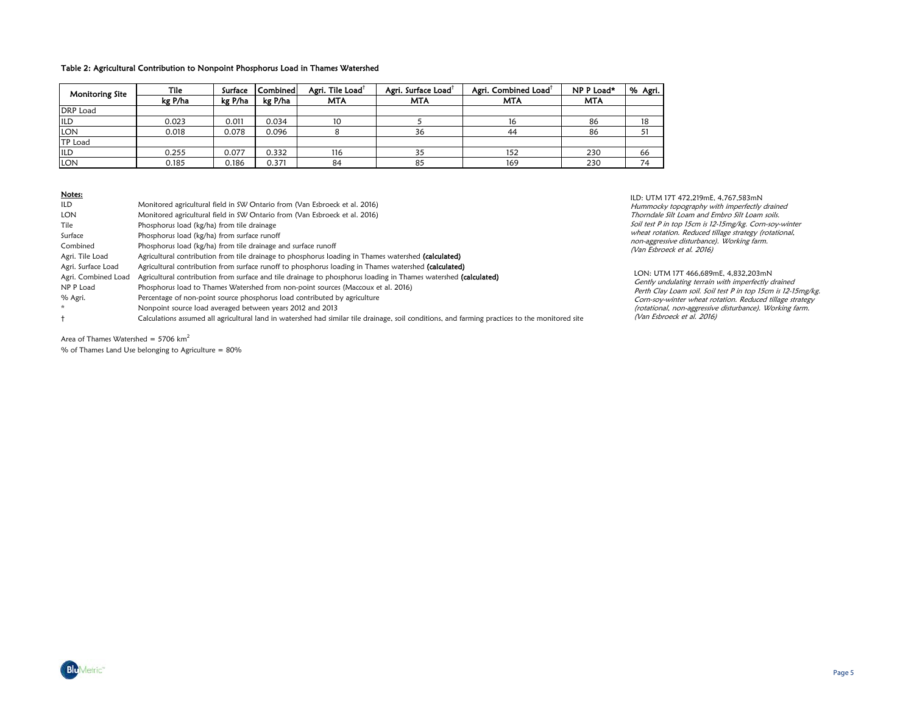Table 2: Agricultural Contribution to Nonpoint Phosphorus Load in Thames Watershed

| Monitoring Site | Tile | Surface | Combined | Agri. Tile Load† | Agri. Surface Load† | Agri. Combined Load† | NP P Load* | % Agri. |
|---|---|---|---|---|---|---|---|---|
| | kg P/ha | kg P/ha | kg P/ha | MTA | MTA | MTA | MTA | |
| DRP Load | | | | | | | | |
| ILD | 0.023 | 0.011 | 0.034 | 10 | 5 | 16 | 86 | 18 |
| LON | 0.018 | 0.078 | 0.096 | 8 | 36 | 44 | 86 | 51 |
| TP Load | | | | | | | | |
| ILD | 0.255 | 0.077 | 0.332 | 116 | 35 | 152 | 230 | 66 |
| LON | 0.185 | 0.186 | 0.371 | 84 | 85 | 169 | 230 | 74 |

**Notes:**

| | |
|---|---|
| ILD | Monitored agricultural field in SW Ontario from (Van Esbroeck et al. 2016) |
| LON | Monitored agricultural field in SW Ontario from (Van Esbroeck et al. 2016) |
| Tile | Phosphorus load (kg/ha) from tile drainage |
| Surface | Phosphorus load (kg/ha) from surface runoff |
| Combined | Phosphorus load (kg/ha) from tile drainage and surface runoff |
| Agri. Tile Load | Agricultural contribution from tile drainage to phosphorus loading in Thames watershed **(calculated)** |
| Agri. Surface Load | Agricultural contribution from surface runoff to phosphorus loading in Thames watershed **(calculated)** |
| Agri. Combined Load | Agricultural contribution from surface and tile drainage to phosphorus loading in Thames watershed **(calculated)** |
| NP P Load | Phosphorus load to Thames Watershed from non-point sources (Maccoux et al. 2016) |
| % Agri. | Percentage of non-point source phosphorus load contributed by agriculture |
| * | Nonpoint source load averaged between years 2012 and 2013 |
| † | Calculations assumed all agricultural land in watershed had similar tile drainage, soil conditions, and farming practices to the monitored site |

Area of Thames Watershed = 5706 km$^2$

% of Thames Land Use belonging to Agriculture = 80%

ILD: UTM 17T 472,219mE, 4,767,583mN
*Hummocky topography with imperfectly drained Thorndale Silt Loam and Embro Silt Loam soils. Soil test P in top 15cm is 12-15mg/kg. Corn-soy-winter wheat rotation. Reduced tillage strategy (rotational, non-aggressive disturbance). Working farm. (Van Esbroeck et al. 2016)*

LON: UTM 17T 466,689mE, 4,832,203mN
*Gently undulating terrain with imperfectly drained Perth Clay Loam soil. Soil test P in top 15cm is 12-15mg/kg. Corn-soy-winter wheat rotation. Reduced tillage strategy (rotational, non-aggressive disturbance). Working farm. (Van Esbroeck et al. 2016)*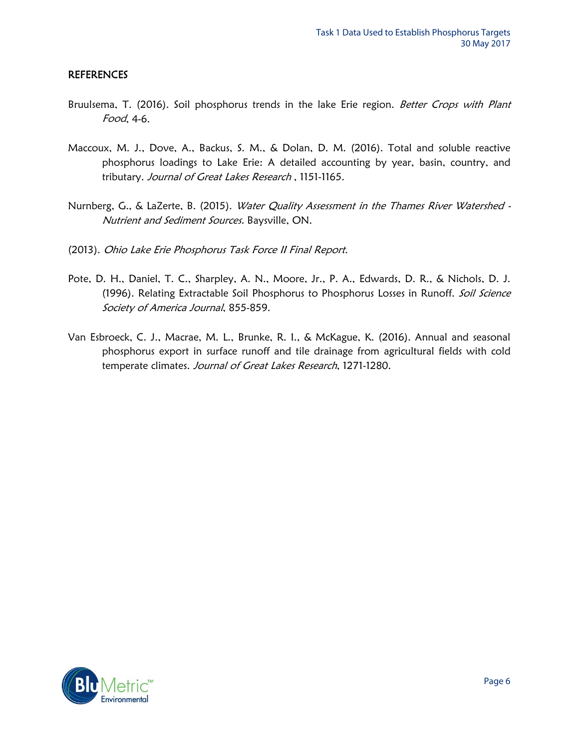## REFERENCES

Bruulsema, T. (2016). Soil phosphorus trends in the lake Erie region. *Better Crops with Plant Food*, 4-6.

Maccoux, M. J., Dove, A., Backus, S. M., & Dolan, D. M. (2016). Total and soluble reactive phosphorus loadings to Lake Erie: A detailed accounting by year, basin, country, and tributary. *Journal of Great Lakes Research* , 1151-1165.

Nurnberg, G., & LaZerte, B. (2015). *Water Quality Assessment in the Thames River Watershed - Nutrient and Sediment Sources.* Baysville, ON.

(2013). *Ohio Lake Erie Phosphorus Task Force II Final Report.*

Pote, D. H., Daniel, T. C., Sharpley, A. N., Moore, Jr., P. A., Edwards, D. R., & Nichols, D. J. (1996). Relating Extractable Soil Phosphorus to Phosphorus Losses in Runoff. *Soil Science Society of America Journal*, 855-859.

Van Esbroeck, C. J., Macrae, M. L., Brunke, R. I., & McKague, K. (2016). Annual and seasonal phosphorus export in surface runoff and tile drainage from agricultural fields with cold temperate climates. *Journal of Great Lakes Research*, 1271-1280.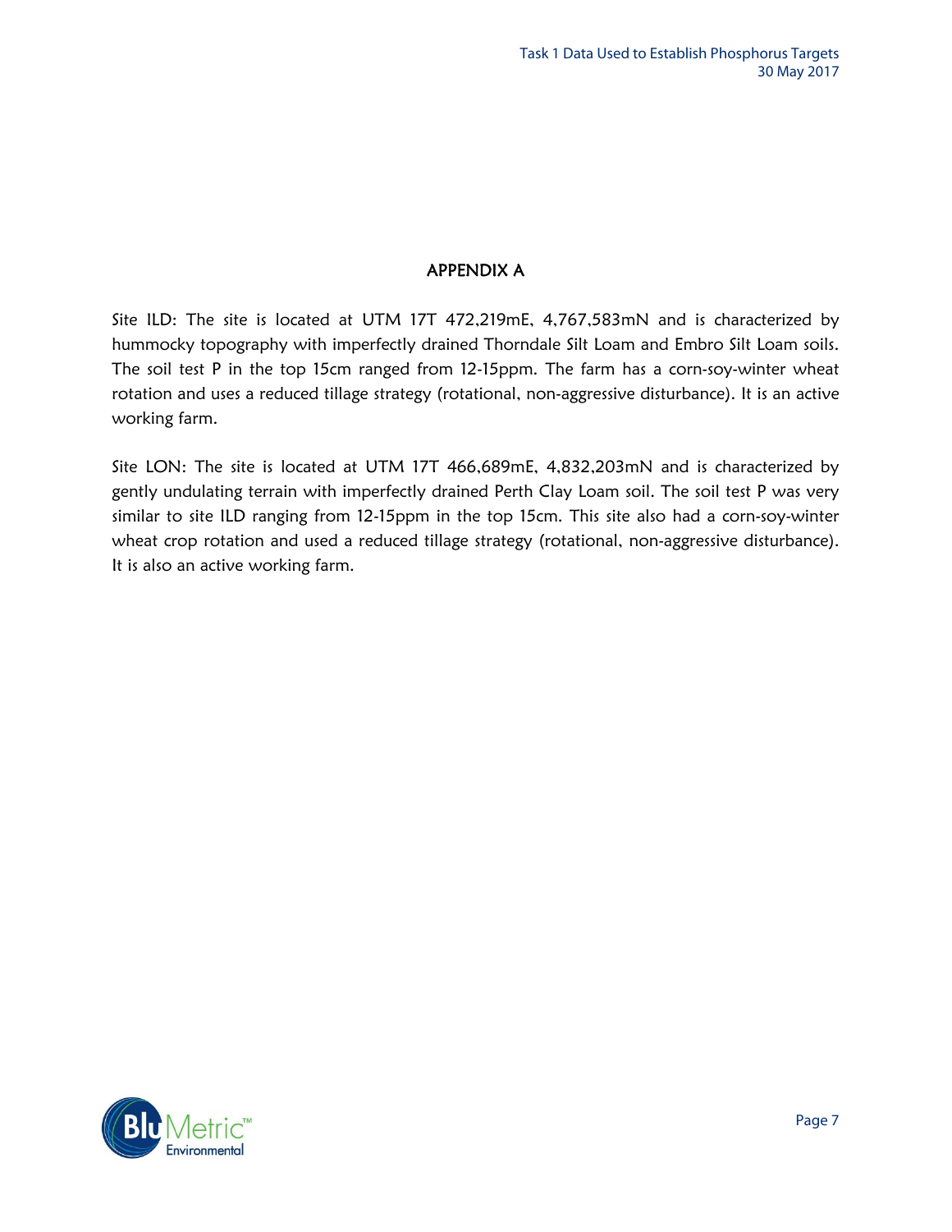# APPENDIX A

Site ILD: The site is located at UTM 17T 472,219mE, 4,767,583mN and is characterized by hummocky topography with imperfectly drained Thorndale Silt Loam and Embro Silt Loam soils. The soil test P in the top 15cm ranged from 12-15ppm. The farm has a corn-soy-winter wheat rotation and uses a reduced tillage strategy (rotational, non-aggressive disturbance). It is an active working farm.

Site LON: The site is located at UTM 17T 466,689mE, 4,832,203mN and is characterized by gently undulating terrain with imperfectly drained Perth Clay Loam soil. The soil test P was very similar to site ILD ranging from 12-15ppm in the top 15cm. This site also had a corn-soy-winter wheat crop rotation and used a reduced tillage strategy (rotational, non-aggressive disturbance). It is also an active working farm.